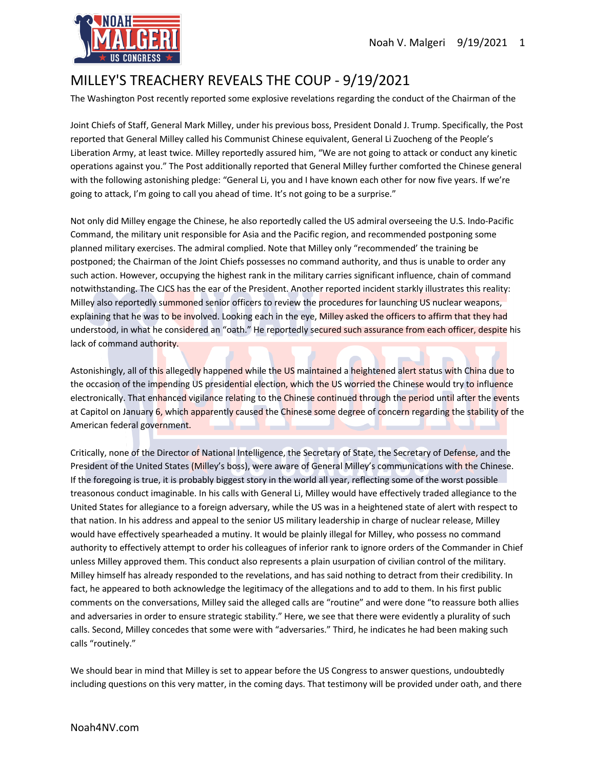# MILLEY'S TREACHERY REVEALS THE COUP - 9/19/2021

The Washington Post recently reported some explosive revelations regarding the conduct of the Chairman of the

Joint Chiefs of Staff, General Mark Milley, under his previous boss, President Donald J. Trump. Specifically, the Post reported that General Milley called his Communist Chinese equivalent, General Li Zuocheng of the People's Liberation Army, at least twice. Milley reportedly assured him, "We are not going to attack or conduct any kinetic operations against you." The Post additionally reported that General Milley further comforted the Chinese general with the following astonishing pledge: "General Li, you and I have known each other for now five years. If we're going to attack, I'm going to call you ahead of time. It's not going to be a surprise."

Not only did Milley engage the Chinese, he also reportedly called the US admiral overseeing the U.S. Indo-Pacific Command, the military unit responsible for Asia and the Pacific region, and recommended postponing some planned military exercises. The admiral complied. Note that Milley only "recommended' the training be postponed; the Chairman of the Joint Chiefs possesses no command authority, and thus is unable to order any such action. However, occupying the highest rank in the military carries significant influence, chain of command notwithstanding. The CJCS has the ear of the President. Another reported incident starkly illustrates this reality: Milley also reportedly summoned senior officers to review the procedures for launching US nuclear weapons, explaining that he was to be involved. Looking each in the eye, Milley asked the officers to affirm that they had understood, in what he considered an "oath." He reportedly secured such assurance from each officer, despite his lack of command authority.

Astonishingly, all of this allegedly happened while the US maintained a heightened alert status with China due to the occasion of the impending US presidential election, which the US worried the Chinese would try to influence electronically. That enhanced vigilance relating to the Chinese continued through the period until after the events at Capitol on January 6, which apparently caused the Chinese some degree of concern regarding the stability of the American federal government.

Critically, none of the Director of National Intelligence, the Secretary of State, the Secretary of Defense, and the President of the United States (Milley's boss), were aware of General Milley's communications with the Chinese. If the foregoing is true, it is probably biggest story in the world all year, reflecting some of the worst possible treasonous conduct imaginable. In his calls with General Li, Milley would have effectively traded allegiance to the United States for allegiance to a foreign adversary, while the US was in a heightened state of alert with respect to that nation. In his address and appeal to the senior US military leadership in charge of nuclear release, Milley would have effectively spearheaded a mutiny. It would be plainly illegal for Milley, who possess no command authority to effectively attempt to order his colleagues of inferior rank to ignore orders of the Commander in Chief unless Milley approved them. This conduct also represents a plain usurpation of civilian control of the military. Milley himself has already responded to the revelations, and has said nothing to detract from their credibility. In fact, he appeared to both acknowledge the legitimacy of the allegations and to add to them. In his first public comments on the conversations, Milley said the alleged calls are "routine" and were done "to reassure both allies and adversaries in order to ensure strategic stability." Here, we see that there were evidently a plurality of such calls. Second, Milley concedes that some were with "adversaries." Third, he indicates he had been making such calls "routinely."

We should bear in mind that Milley is set to appear before the US Congress to answer questions, undoubtedly including questions on this very matter, in the coming days. That testimony will be provided under oath, and there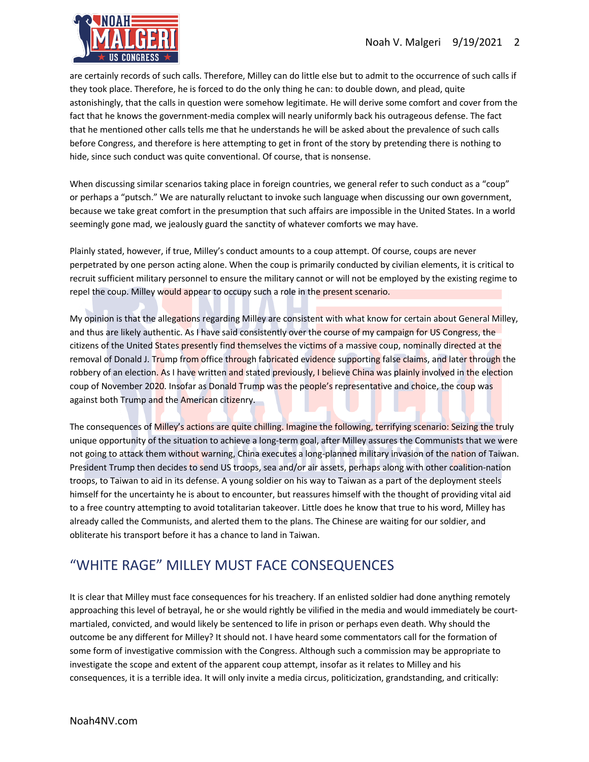are certainly records of such calls. Therefore, Milley can do little else but to admit to the occurrence of such calls if they took place. Therefore, he is forced to do the only thing he can: to double down, and plead, quite astonishingly, that the calls in question were somehow legitimate. He will derive some comfort and cover from the fact that he knows the government-media complex will nearly uniformly back his outrageous defense. The fact that he mentioned other calls tells me that he understands he will be asked about the prevalence of such calls before Congress, and therefore is here attempting to get in front of the story by pretending there is nothing to hide, since such conduct was quite conventional. Of course, that is nonsense.

When discussing similar scenarios taking place in foreign countries, we general refer to such conduct as a "coup" or perhaps a "putsch." We are naturally reluctant to invoke such language when discussing our own government, because we take great comfort in the presumption that such affairs are impossible in the United States. In a world seemingly gone mad, we jealously guard the sanctity of whatever comforts we may have.

Plainly stated, however, if true, Milley's conduct amounts to a coup attempt. Of course, coups are never perpetrated by one person acting alone. When the coup is primarily conducted by civilian elements, it is critical to recruit sufficient military personnel to ensure the military cannot or will not be employed by the existing regime to repel the coup. Milley would appear to occupy such a role in the present scenario.

My opinion is that the allegations regarding Milley are consistent with what know for certain about General Milley, and thus are likely authentic. As I have said consistently over the course of my campaign for US Congress, the citizens of the United States presently find themselves the victims of a massive coup, nominally directed at the removal of Donald J. Trump from office through fabricated evidence supporting false claims, and later through the robbery of an election. As I have written and stated previously, I believe China was plainly involved in the election coup of November 2020. Insofar as Donald Trump was the people's representative and choice, the coup was against both Trump and the American citizenry.

The consequences of Milley's actions are quite chilling. Imagine the following, terrifying scenario: Seizing the truly unique opportunity of the situation to achieve a long-term goal, after Milley assures the Communists that we were not going to attack them without warning, China executes a long-planned military invasion of the nation of Taiwan. President Trump then decides to send US troops, sea and/or air assets, perhaps along with other coalition-nation troops, to Taiwan to aid in its defense. A young soldier on his way to Taiwan as a part of the deployment steels himself for the uncertainty he is about to encounter, but reassures himself with the thought of providing vital aid to a free country attempting to avoid totalitarian takeover. Little does he know that true to his word, Milley has already called the Communists, and alerted them to the plans. The Chinese are waiting for our soldier, and obliterate his transport before it has a chance to land in Taiwan.

## "WHITE RAGE" MILLEY MUST FACE CONSEQUENCES

It is clear that Milley must face consequences for his treachery. If an enlisted soldier had done anything remotely approaching this level of betrayal, he or she would rightly be vilified in the media and would immediately be court-martialed, convicted, and would likely be sentenced to life in prison or perhaps even death. Why should the outcome be any different for Milley? It should not. I have heard some commentators call for the formation of some form of investigative commission with the Congress. Although such a commission may be appropriate to investigate the scope and extent of the apparent coup attempt, insofar as it relates to Milley and his consequences, it is a terrible idea. It will only invite a media circus, politicization, grandstanding, and critically: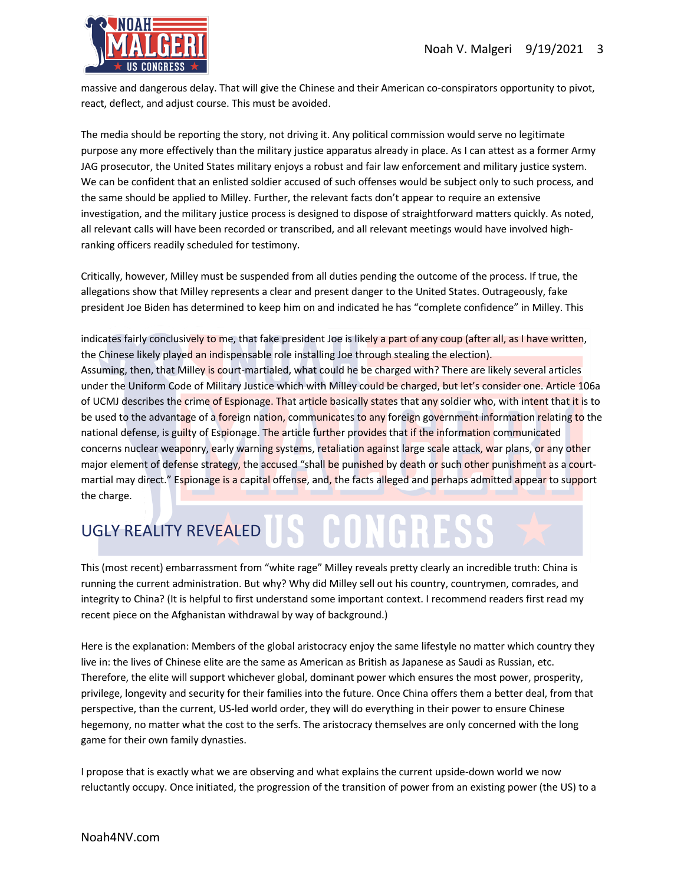massive and dangerous delay. That will give the Chinese and their American co-conspirators opportunity to pivot, react, deflect, and adjust course. This must be avoided.

The media should be reporting the story, not driving it. Any political commission would serve no legitimate purpose any more effectively than the military justice apparatus already in place. As I can attest as a former Army JAG prosecutor, the United States military enjoys a robust and fair law enforcement and military justice system. We can be confident that an enlisted soldier accused of such offenses would be subject only to such process, and the same should be applied to Milley. Further, the relevant facts don't appear to require an extensive investigation, and the military justice process is designed to dispose of straightforward matters quickly. As noted, all relevant calls will have been recorded or transcribed, and all relevant meetings would have involved high-ranking officers readily scheduled for testimony.

Critically, however, Milley must be suspended from all duties pending the outcome of the process. If true, the allegations show that Milley represents a clear and present danger to the United States. Outrageously, fake president Joe Biden has determined to keep him on and indicated he has "complete confidence" in Milley. This indicates fairly conclusively to me, that fake president Joe is likely a part of any coup (after all, as I have written, the Chinese likely played an indispensable role installing Joe through stealing the election).

Assuming, then, that Milley is court-martialed, what could he be charged with? There are likely several articles under the Uniform Code of Military Justice which with Milley could be charged, but let's consider one. Article 106a of UCMJ describes the crime of Espionage. That article basically states that any soldier who, with intent that it is to be used to the advantage of a foreign nation, communicates to any foreign government information relating to the national defense, is guilty of Espionage. The article further provides that if the information communicated concerns nuclear weaponry, early warning systems, retaliation against large scale attack, war plans, or any other major element of defense strategy, the accused "shall be punished by death or such other punishment as a court-martial may direct." Espionage is a capital offense, and, the facts alleged and perhaps admitted appear to support the charge.

## UGLY REALITY REVEALED

This (most recent) embarrassment from "white rage" Milley reveals pretty clearly an incredible truth: China is running the current administration. But why? Why did Milley sell out his country, countrymen, comrades, and integrity to China? (It is helpful to first understand some important context. I recommend readers first read my recent piece on the Afghanistan withdrawal by way of background.)

Here is the explanation: Members of the global aristocracy enjoy the same lifestyle no matter which country they live in: the lives of Chinese elite are the same as American as British as Japanese as Saudi as Russian, etc. Therefore, the elite will support whichever global, dominant power which ensures the most power, prosperity, privilege, longevity and security for their families into the future. Once China offers them a better deal, from that perspective, than the current, US-led world order, they will do everything in their power to ensure Chinese hegemony, no matter what the cost to the serfs. The aristocracy themselves are only concerned with the long game for their own family dynasties.

I propose that is exactly what we are observing and what explains the current upside-down world we now reluctantly occupy. Once initiated, the progression of the transition of power from an existing power (the US) to a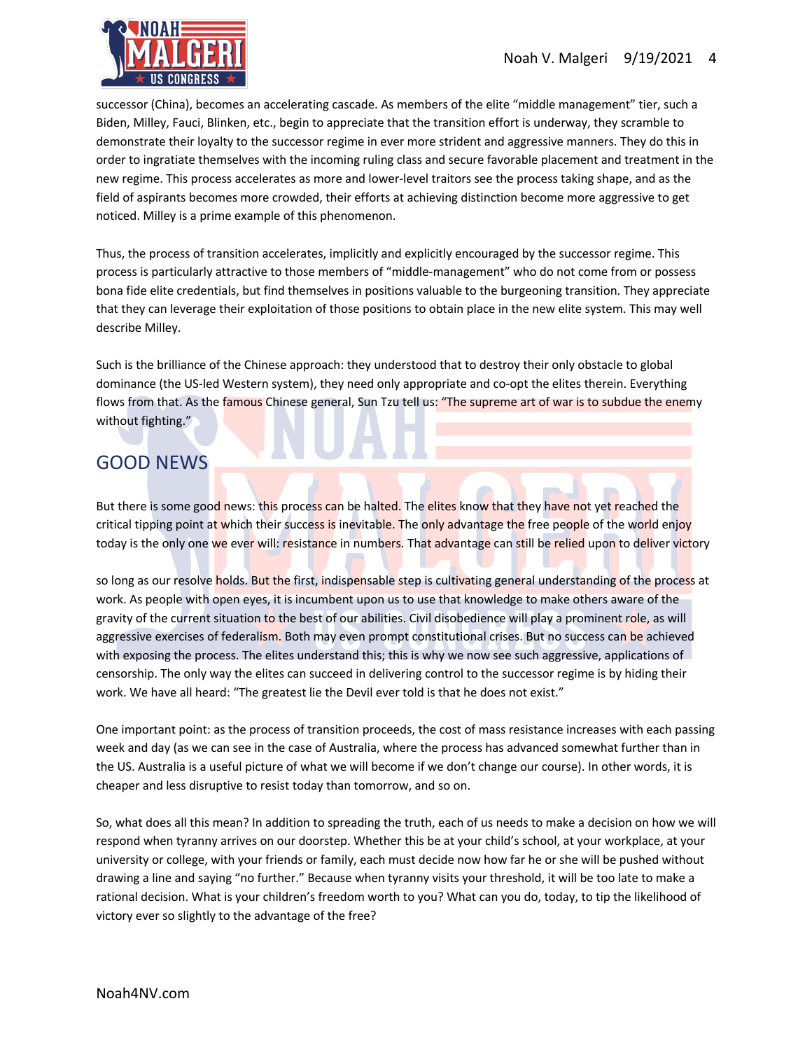successor (China), becomes an accelerating cascade. As members of the elite "middle management" tier, such a Biden, Milley, Fauci, Blinken, etc., begin to appreciate that the transition effort is underway, they scramble to demonstrate their loyalty to the successor regime in ever more strident and aggressive manners. They do this in order to ingratiate themselves with the incoming ruling class and secure favorable placement and treatment in the new regime. This process accelerates as more and lower-level traitors see the process taking shape, and as the field of aspirants becomes more crowded, their efforts at achieving distinction become more aggressive to get noticed. Milley is a prime example of this phenomenon.

Thus, the process of transition accelerates, implicitly and explicitly encouraged by the successor regime. This process is particularly attractive to those members of "middle-management" who do not come from or possess bona fide elite credentials, but find themselves in positions valuable to the burgeoning transition. They appreciate that they can leverage their exploitation of those positions to obtain place in the new elite system. This may well describe Milley.

Such is the brilliance of the Chinese approach: they understood that to destroy their only obstacle to global dominance (the US-led Western system), they need only appropriate and co-opt the elites therein. Everything flows from that. As the famous Chinese general, Sun Tzu tell us: "The supreme art of war is to subdue the enemy without fighting."

## GOOD NEWS

But there is some good news: this process can be halted. The elites know that they have not yet reached the critical tipping point at which their success is inevitable. The only advantage the free people of the world enjoy today is the only one we ever will: resistance in numbers. That advantage can still be relied upon to deliver victory

so long as our resolve holds. But the first, indispensable step is cultivating general understanding of the process at work. As people with open eyes, it is incumbent upon us to use that knowledge to make others aware of the gravity of the current situation to the best of our abilities. Civil disobedience will play a prominent role, as will aggressive exercises of federalism. Both may even prompt constitutional crises. But no success can be achieved with exposing the process. The elites understand this; this is why we now see such aggressive, applications of censorship. The only way the elites can succeed in delivering control to the successor regime is by hiding their work. We have all heard: "The greatest lie the Devil ever told is that he does not exist."

One important point: as the process of transition proceeds, the cost of mass resistance increases with each passing week and day (as we can see in the case of Australia, where the process has advanced somewhat further than in the US. Australia is a useful picture of what we will become if we don't change our course). In other words, it is cheaper and less disruptive to resist today than tomorrow, and so on.

So, what does all this mean? In addition to spreading the truth, each of us needs to make a decision on how we will respond when tyranny arrives on our doorstep. Whether this be at your child's school, at your workplace, at your university or college, with your friends or family, each must decide now how far he or she will be pushed without drawing a line and saying "no further." Because when tyranny visits your threshold, it will be too late to make a rational decision. What is your children's freedom worth to you? What can you do, today, to tip the likelihood of victory ever so slightly to the advantage of the free?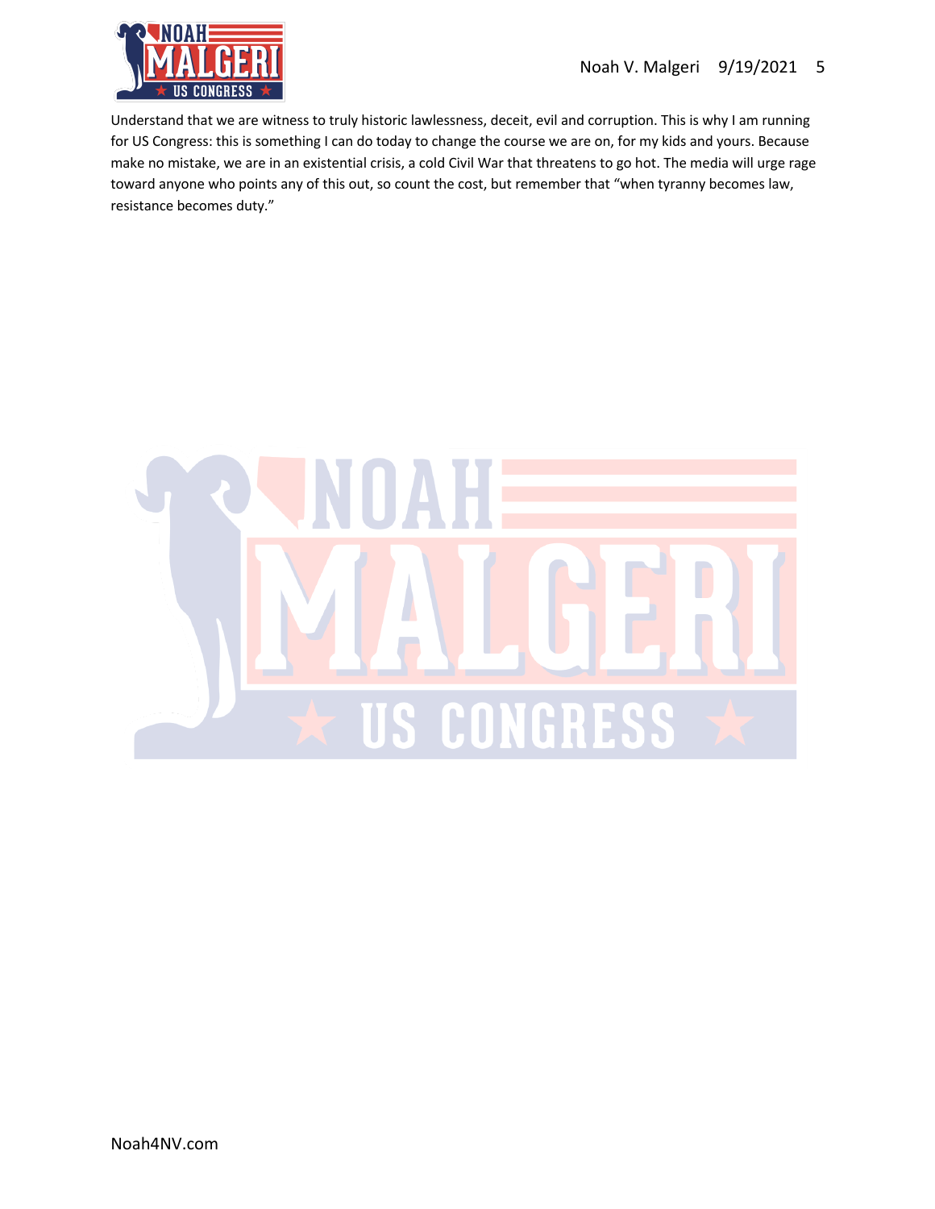Understand that we are witness to truly historic lawlessness, deceit, evil and corruption. This is why I am running for US Congress: this is something I can do today to change the course we are on, for my kids and yours. Because make no mistake, we are in an existential crisis, a cold Civil War that threatens to go hot. The media will urge rage toward anyone who points any of this out, so count the cost, but remember that "when tyranny becomes law, resistance becomes duty."